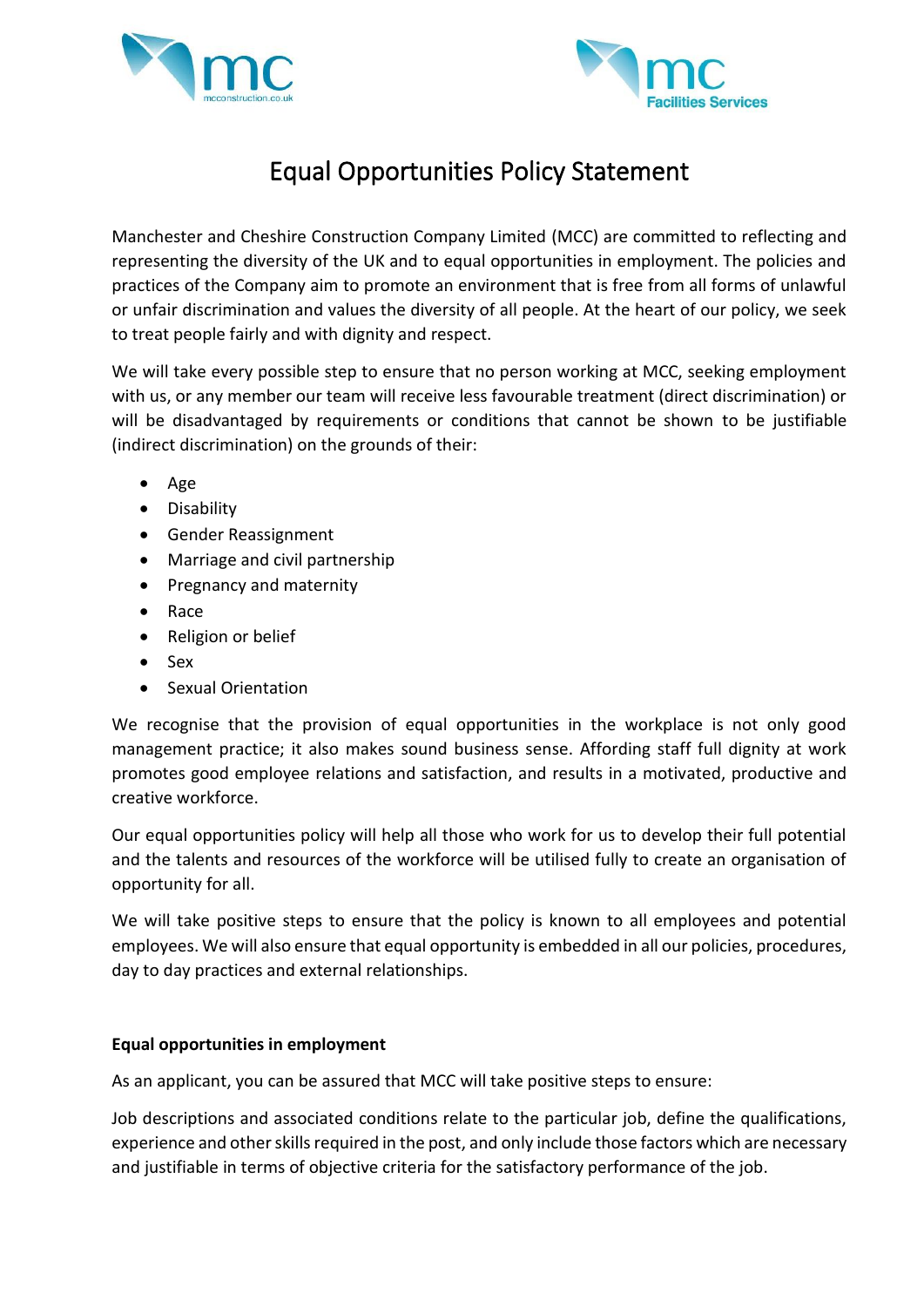# Equal Opportunities Policy Statement

Manchester and Cheshire Construction Company Limited (MCC) are committed to reflecting and representing the diversity of the UK and to equal opportunities in employment. The policies and practices of the Company aim to promote an environment that is free from all forms of unlawful or unfair discrimination and values the diversity of all people. At the heart of our policy, we seek to treat people fairly and with dignity and respect.

We will take every possible step to ensure that no person working at MCC, seeking employment with us, or any member our team will receive less favourable treatment (direct discrimination) or will be disadvantaged by requirements or conditions that cannot be shown to be justifiable (indirect discrimination) on the grounds of their:

- Age
- Disability
- Gender Reassignment
- Marriage and civil partnership
- Pregnancy and maternity
- Race
- Religion or belief
- Sex
- Sexual Orientation

We recognise that the provision of equal opportunities in the workplace is not only good management practice; it also makes sound business sense. Affording staff full dignity at work promotes good employee relations and satisfaction, and results in a motivated, productive and creative workforce.

Our equal opportunities policy will help all those who work for us to develop their full potential and the talents and resources of the workforce will be utilised fully to create an organisation of opportunity for all.

We will take positive steps to ensure that the policy is known to all employees and potential employees. We will also ensure that equal opportunity is embedded in all our policies, procedures, day to day practices and external relationships.

**Equal opportunities in employment**

As an applicant, you can be assured that MCC will take positive steps to ensure:

Job descriptions and associated conditions relate to the particular job, define the qualifications, experience and other skills required in the post, and only include those factors which are necessary and justifiable in terms of objective criteria for the satisfactory performance of the job.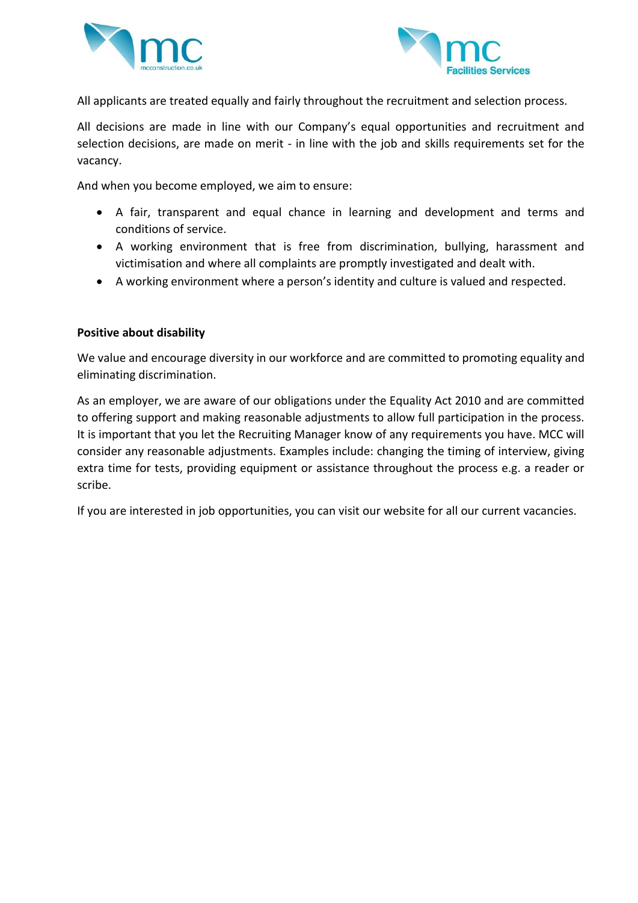All applicants are treated equally and fairly throughout the recruitment and selection process.

All decisions are made in line with our Company's equal opportunities and recruitment and selection decisions, are made on merit - in line with the job and skills requirements set for the vacancy.

And when you become employed, we aim to ensure:

- A fair, transparent and equal chance in learning and development and terms and conditions of service.
- A working environment that is free from discrimination, bullying, harassment and victimisation and where all complaints are promptly investigated and dealt with.
- A working environment where a person's identity and culture is valued and respected.

**Positive about disability**

We value and encourage diversity in our workforce and are committed to promoting equality and eliminating discrimination.

As an employer, we are aware of our obligations under the Equality Act 2010 and are committed to offering support and making reasonable adjustments to allow full participation in the process. It is important that you let the Recruiting Manager know of any requirements you have. MCC will consider any reasonable adjustments. Examples include: changing the timing of interview, giving extra time for tests, providing equipment or assistance throughout the process e.g. a reader or scribe.

If you are interested in job opportunities, you can visit our website for all our current vacancies.